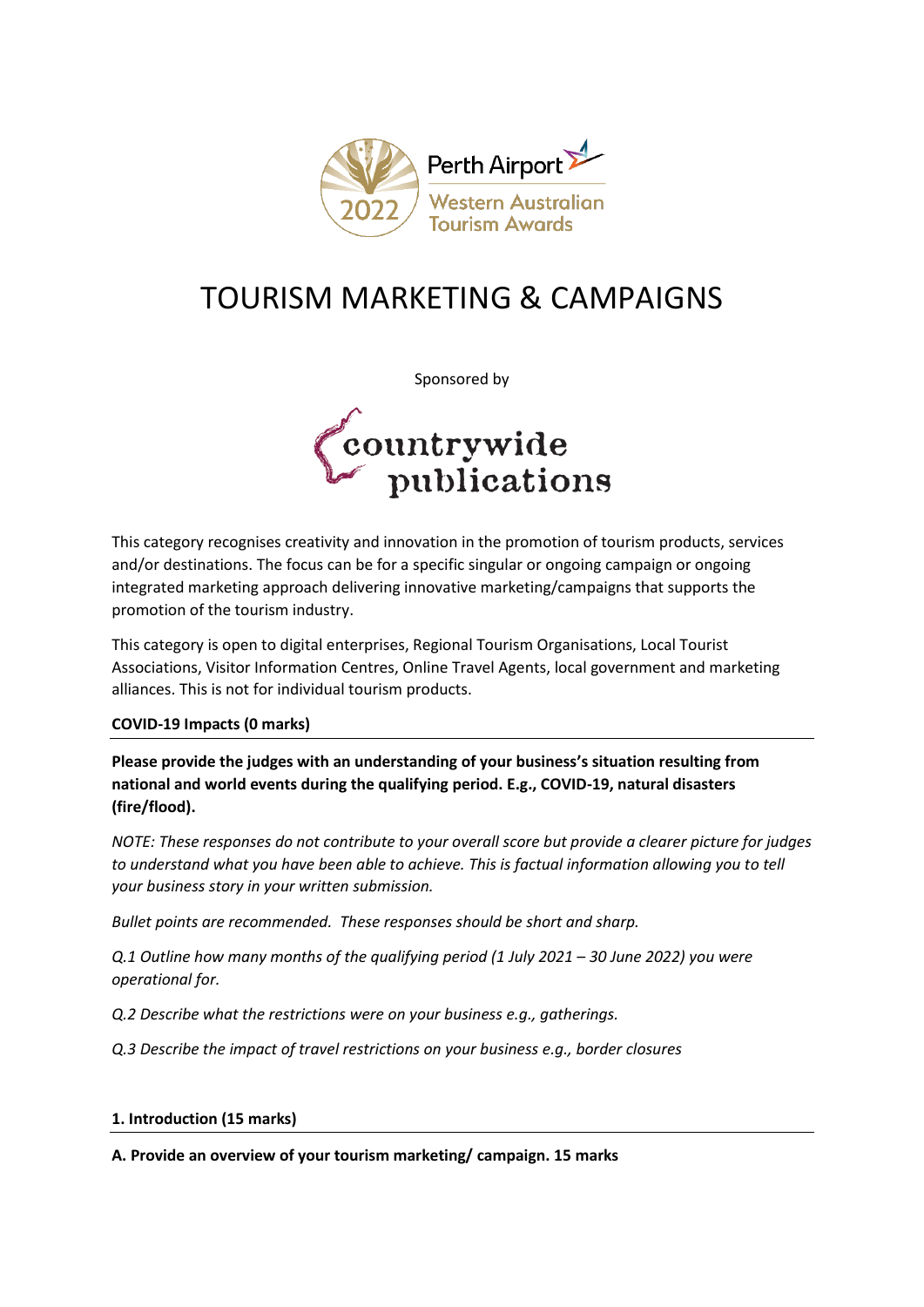# TOURISM MARKETING & CAMPAIGNS

Sponsored by

This category recognises creativity and innovation in the promotion of tourism products, services and/or destinations. The focus can be for a specific singular or ongoing campaign or ongoing integrated marketing approach delivering innovative marketing/campaigns that supports the promotion of the tourism industry.

This category is open to digital enterprises, Regional Tourism Organisations, Local Tourist Associations, Visitor Information Centres, Online Travel Agents, local government and marketing alliances. This is not for individual tourism products.

## COVID-19 Impacts (0 marks)

**Please provide the judges with an understanding of your business's situation resulting from national and world events during the qualifying period. E.g., COVID-19, natural disasters (fire/flood).**

*NOTE: These responses do not contribute to your overall score but provide a clearer picture for judges to understand what you have been able to achieve. This is factual information allowing you to tell your business story in your written submission.*

*Bullet points are recommended. These responses should be short and sharp.*

*Q.1 Outline how many months of the qualifying period (1 July 2021 – 30 June 2022) you were operational for.*

*Q.2 Describe what the restrictions were on your business e.g., gatherings.*

*Q.3 Describe the impact of travel restrictions on your business e.g., border closures*

## 1. Introduction (15 marks)

**A. Provide an overview of your tourism marketing/ campaign. 15 marks**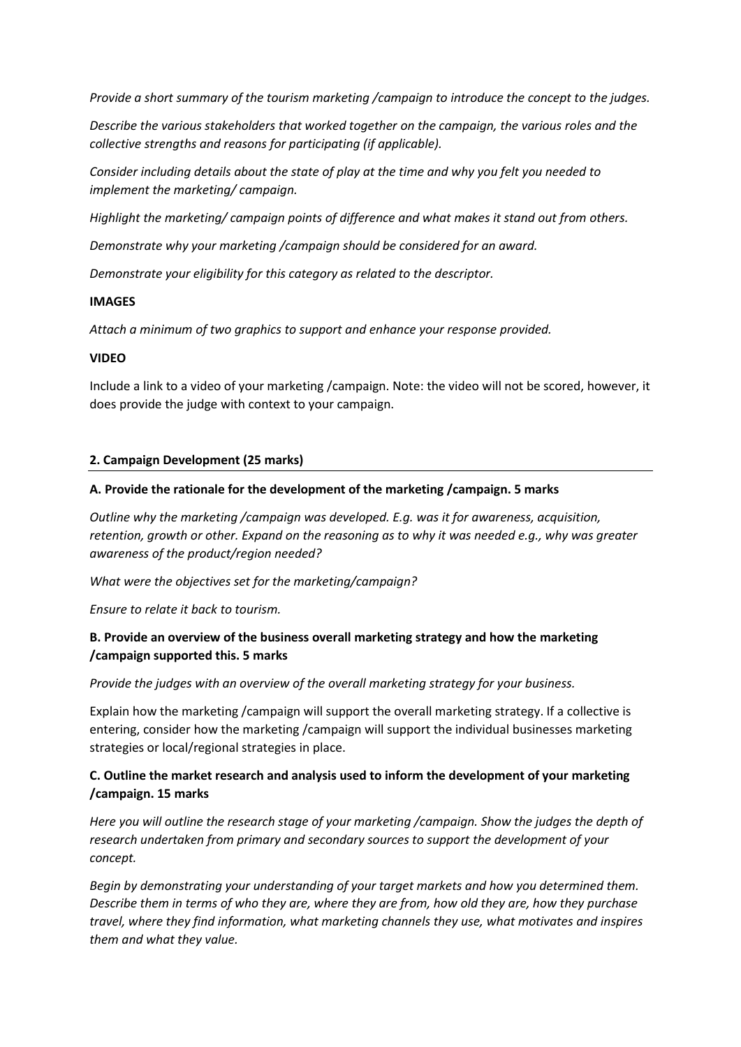*Provide a short summary of the tourism marketing /campaign to introduce the concept to the judges.*

*Describe the various stakeholders that worked together on the campaign, the various roles and the collective strengths and reasons for participating (if applicable).*

*Consider including details about the state of play at the time and why you felt you needed to implement the marketing/ campaign.*

*Highlight the marketing/ campaign points of difference and what makes it stand out from others.*

*Demonstrate why your marketing /campaign should be considered for an award.*

*Demonstrate your eligibility for this category as related to the descriptor.*

**IMAGES**

*Attach a minimum of two graphics to support and enhance your response provided.*

**VIDEO**

Include a link to a video of your marketing /campaign. Note: the video will not be scored, however, it does provide the judge with context to your campaign.

**2. Campaign Development (25 marks)**

**A. Provide the rationale for the development of the marketing /campaign. 5 marks**

*Outline why the marketing /campaign was developed. E.g. was it for awareness, acquisition, retention, growth or other. Expand on the reasoning as to why it was needed e.g., why was greater awareness of the product/region needed?*

*What were the objectives set for the marketing/campaign?*

*Ensure to relate it back to tourism.*

**B. Provide an overview of the business overall marketing strategy and how the marketing /campaign supported this. 5 marks**

*Provide the judges with an overview of the overall marketing strategy for your business.*

Explain how the marketing /campaign will support the overall marketing strategy. If a collective is entering, consider how the marketing /campaign will support the individual businesses marketing strategies or local/regional strategies in place.

**C. Outline the market research and analysis used to inform the development of your marketing /campaign. 15 marks**

*Here you will outline the research stage of your marketing /campaign. Show the judges the depth of research undertaken from primary and secondary sources to support the development of your concept.*

*Begin by demonstrating your understanding of your target markets and how you determined them. Describe them in terms of who they are, where they are from, how old they are, how they purchase travel, where they find information, what marketing channels they use, what motivates and inspires them and what they value.*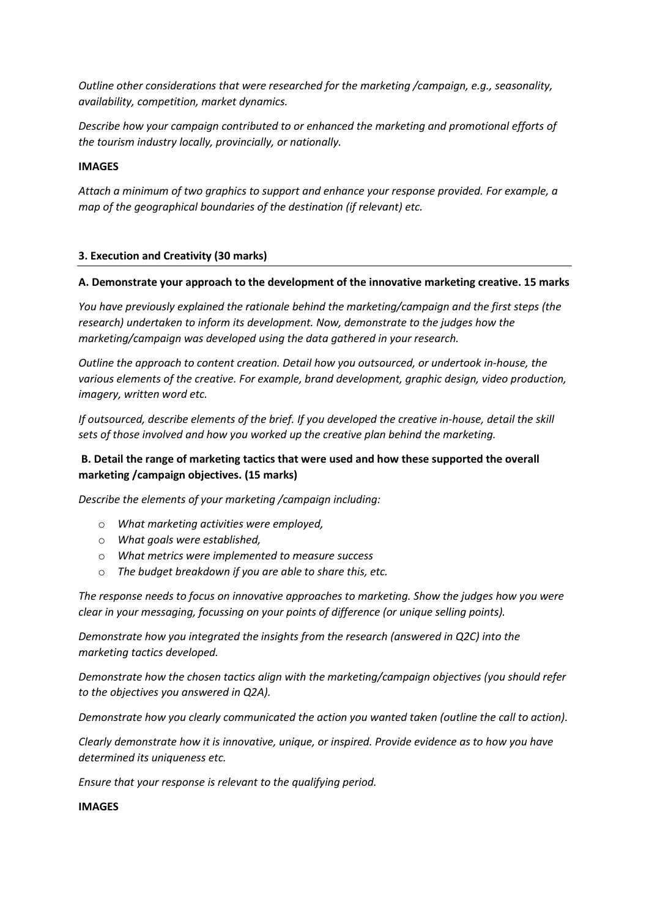*Outline other considerations that were researched for the marketing /campaign, e.g., seasonality, availability, competition, market dynamics.*

*Describe how your campaign contributed to or enhanced the marketing and promotional efforts of the tourism industry locally, provincially, or nationally.*

**IMAGES**

*Attach a minimum of two graphics to support and enhance your response provided. For example, a map of the geographical boundaries of the destination (if relevant) etc.*

### 3. Execution and Creativity (30 marks)

**A. Demonstrate your approach to the development of the innovative marketing creative. 15 marks**

*You have previously explained the rationale behind the marketing/campaign and the first steps (the research) undertaken to inform its development. Now, demonstrate to the judges how the marketing/campaign was developed using the data gathered in your research.*

*Outline the approach to content creation. Detail how you outsourced, or undertook in-house, the various elements of the creative. For example, brand development, graphic design, video production, imagery, written word etc.*

*If outsourced, describe elements of the brief. If you developed the creative in-house, detail the skill sets of those involved and how you worked up the creative plan behind the marketing.*

**B. Detail the range of marketing tactics that were used and how these supported the overall marketing /campaign objectives. (15 marks)**

*Describe the elements of your marketing /campaign including:*

- *What marketing activities were employed,*
- *What goals were established,*
- *What metrics were implemented to measure success*
- *The budget breakdown if you are able to share this, etc.*

*The response needs to focus on innovative approaches to marketing. Show the judges how you were clear in your messaging, focussing on your points of difference (or unique selling points).*

*Demonstrate how you integrated the insights from the research (answered in Q2C) into the marketing tactics developed.*

*Demonstrate how the chosen tactics align with the marketing/campaign objectives (you should refer to the objectives you answered in Q2A).*

*Demonstrate how you clearly communicated the action you wanted taken (outline the call to action).*

*Clearly demonstrate how it is innovative, unique, or inspired. Provide evidence as to how you have determined its uniqueness etc.*

*Ensure that your response is relevant to the qualifying period.*

**IMAGES**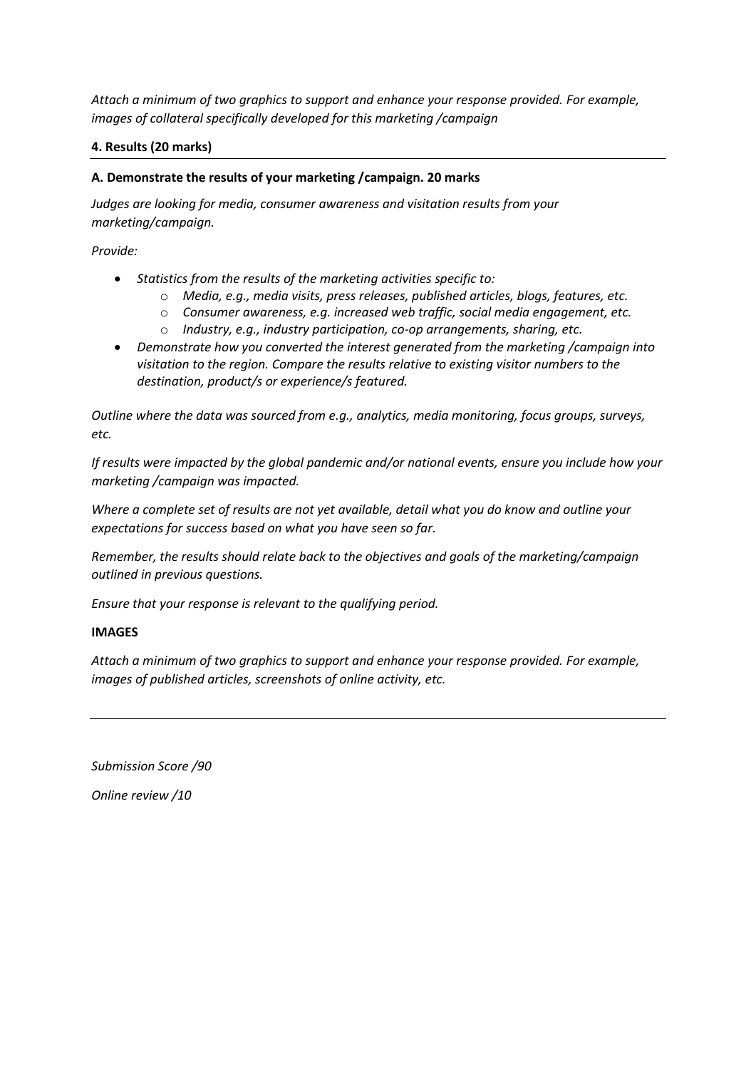*Attach a minimum of two graphics to support and enhance your response provided. For example, images of collateral specifically developed for this marketing /campaign*

**4. Results (20 marks)**

---

**A. Demonstrate the results of your marketing /campaign. 20 marks**

*Judges are looking for media, consumer awareness and visitation results from your marketing/campaign.*

*Provide:*

- *Statistics from the results of the marketing activities specific to:*
  - *Media, e.g., media visits, press releases, published articles, blogs, features, etc.*
  - *Consumer awareness, e.g. increased web traffic, social media engagement, etc.*
  - *Industry, e.g., industry participation, co-op arrangements, sharing, etc.*
- *Demonstrate how you converted the interest generated from the marketing /campaign into visitation to the region. Compare the results relative to existing visitor numbers to the destination, product/s or experience/s featured.*

*Outline where the data was sourced from e.g., analytics, media monitoring, focus groups, surveys, etc.*

*If results were impacted by the global pandemic and/or national events, ensure you include how your marketing /campaign was impacted.*

*Where a complete set of results are not yet available, detail what you do know and outline your expectations for success based on what you have seen so far.*

*Remember, the results should relate back to the objectives and goals of the marketing/campaign outlined in previous questions.*

*Ensure that your response is relevant to the qualifying period.*

**IMAGES**

*Attach a minimum of two graphics to support and enhance your response provided. For example, images of published articles, screenshots of online activity, etc.*

---

*Submission Score /90*

*Online review /10*